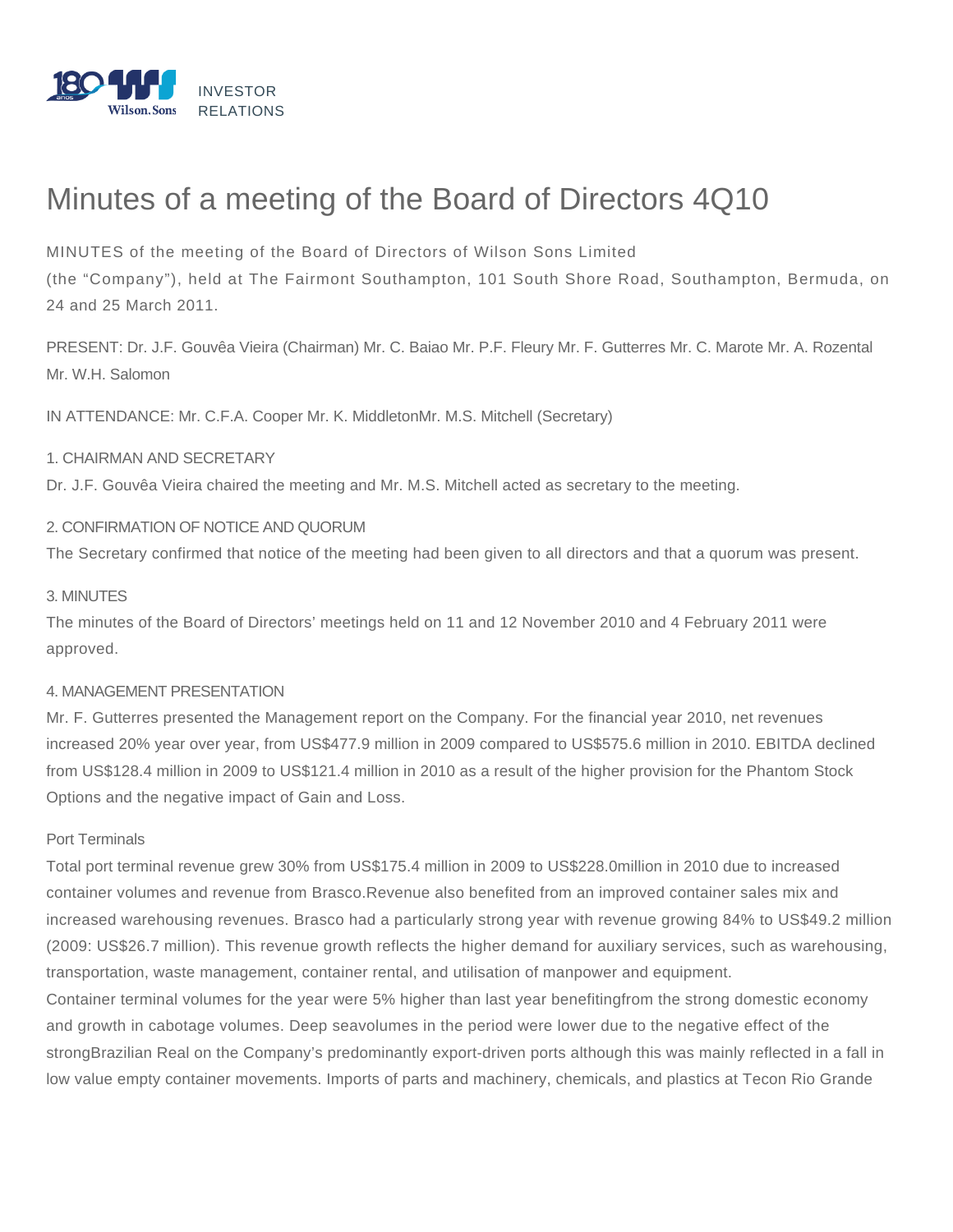INVESTOR RELATIONS

# Minutes of a meeting of the Board of Directors 4Q10

MINUTES of the meeting of the Board of Directors of Wilson Sons Limited (the "Company"), held at The Fairmont Southampton, 101 South Shore Road, Southampton, Bermuda, on 24 and 25 March 2011.

PRESENT: Dr. J.F. Gouvêa Vieira (Chairman) Mr. C. Baiao Mr. P.F. Fleury Mr. F. Gutterres Mr. C. Marote Mr. A. Rozental Mr. W.H. Salomon

IN ATTENDANCE: Mr. C.F.A. Cooper Mr. K. MiddletonMr. M.S. Mitchell (Secretary)

1. CHAIRMAN AND SECRETARY

Dr. J.F. Gouvêa Vieira chaired the meeting and Mr. M.S. Mitchell acted as secretary to the meeting.

2. CONFIRMATION OF NOTICE AND QUORUM

The Secretary confirmed that notice of the meeting had been given to all directors and that a quorum was present.

3. MINUTES

The minutes of the Board of Directors' meetings held on 11 and 12 November 2010 and 4 February 2011 were approved.

4. MANAGEMENT PRESENTATION

Mr. F. Gutterres presented the Management report on the Company. For the financial year 2010, net revenues increased 20% year over year, from US$477.9 million in 2009 compared to US$575.6 million in 2010. EBITDA declined from US$128.4 million in 2009 to US$121.4 million in 2010 as a result of the higher provision for the Phantom Stock Options and the negative impact of Gain and Loss.

Port Terminals

Total port terminal revenue grew 30% from US$175.4 million in 2009 to US$228.0million in 2010 due to increased container volumes and revenue from Brasco.Revenue also benefited from an improved container sales mix and increased warehousing revenues. Brasco had a particularly strong year with revenue growing 84% to US$49.2 million (2009: US$26.7 million). This revenue growth reflects the higher demand for auxiliary services, such as warehousing, transportation, waste management, container rental, and utilisation of manpower and equipment.

Container terminal volumes for the year were 5% higher than last year benefitingfrom the strong domestic economy and growth in cabotage volumes. Deep seavolumes in the period were lower due to the negative effect of the strongBrazilian Real on the Company's predominantly export-driven ports although this was mainly reflected in a fall in low value empty container movements. Imports of parts and machinery, chemicals, and plastics at Tecon Rio Grande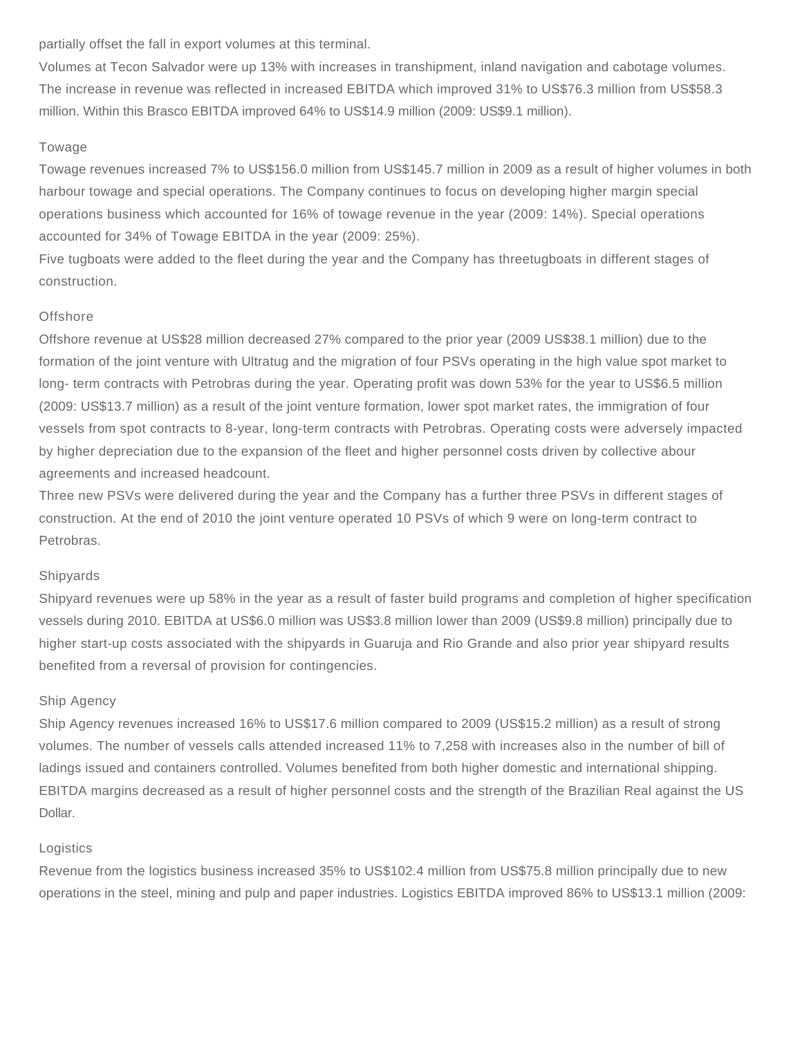partially offset the fall in export volumes at this terminal.

Volumes at Tecon Salvador were up 13% with increases in transhipment, inland navigation and cabotage volumes. The increase in revenue was reflected in increased EBITDA which improved 31% to US$76.3 million from US$58.3 million. Within this Brasco EBITDA improved 64% to US$14.9 million (2009: US$9.1 million).

## Towage

Towage revenues increased 7% to US$156.0 million from US$145.7 million in 2009 as a result of higher volumes in both harbour towage and special operations. The Company continues to focus on developing higher margin special operations business which accounted for 16% of towage revenue in the year (2009: 14%). Special operations accounted for 34% of Towage EBITDA in the year (2009: 25%).

Five tugboats were added to the fleet during the year and the Company has threetugboats in different stages of construction.

## Offshore

Offshore revenue at US$28 million decreased 27% compared to the prior year (2009 US$38.1 million) due to the formation of the joint venture with Ultratug and the migration of four PSVs operating in the high value spot market to long- term contracts with Petrobras during the year. Operating profit was down 53% for the year to US$6.5 million (2009: US$13.7 million) as a result of the joint venture formation, lower spot market rates, the immigration of four vessels from spot contracts to 8-year, long-term contracts with Petrobras. Operating costs were adversely impacted by higher depreciation due to the expansion of the fleet and higher personnel costs driven by collective abour agreements and increased headcount.

Three new PSVs were delivered during the year and the Company has a further three PSVs in different stages of construction. At the end of 2010 the joint venture operated 10 PSVs of which 9 were on long-term contract to Petrobras.

## Shipyards

Shipyard revenues were up 58% in the year as a result of faster build programs and completion of higher specification vessels during 2010. EBITDA at US$6.0 million was US$3.8 million lower than 2009 (US$9.8 million) principally due to higher start-up costs associated with the shipyards in Guaruja and Rio Grande and also prior year shipyard results benefited from a reversal of provision for contingencies.

## Ship Agency

Ship Agency revenues increased 16% to US$17.6 million compared to 2009 (US$15.2 million) as a result of strong volumes. The number of vessels calls attended increased 11% to 7,258 with increases also in the number of bill of ladings issued and containers controlled. Volumes benefited from both higher domestic and international shipping. EBITDA margins decreased as a result of higher personnel costs and the strength of the Brazilian Real against the US Dollar.

## Logistics

Revenue from the logistics business increased 35% to US$102.4 million from US$75.8 million principally due to new operations in the steel, mining and pulp and paper industries. Logistics EBITDA improved 86% to US$13.1 million (2009: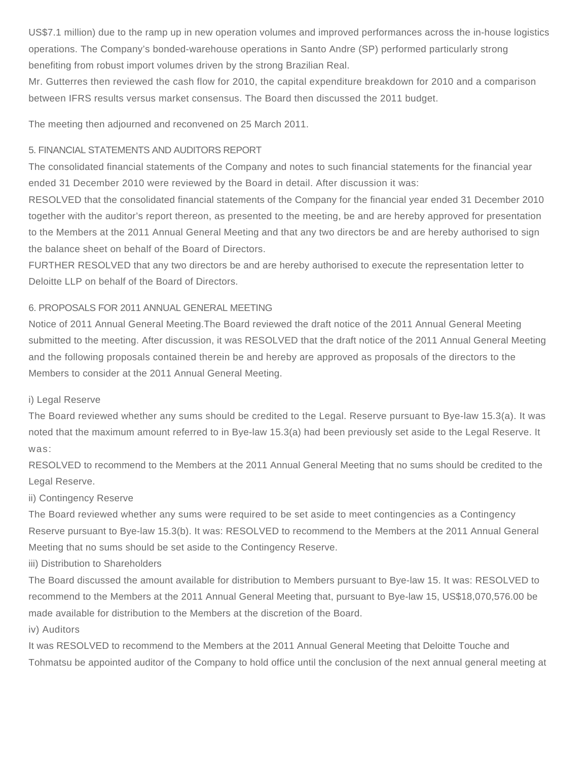US$7.1 million) due to the ramp up in new operation volumes and improved performances across the in-house logistics operations. The Company's bonded-warehouse operations in Santo Andre (SP) performed particularly strong benefiting from robust import volumes driven by the strong Brazilian Real.

Mr. Gutterres then reviewed the cash flow for 2010, the capital expenditure breakdown for 2010 and a comparison between IFRS results versus market consensus. The Board then discussed the 2011 budget.

The meeting then adjourned and reconvened on 25 March 2011.

5. FINANCIAL STATEMENTS AND AUDITORS REPORT

The consolidated financial statements of the Company and notes to such financial statements for the financial year ended 31 December 2010 were reviewed by the Board in detail. After discussion it was:

RESOLVED that the consolidated financial statements of the Company for the financial year ended 31 December 2010 together with the auditor's report thereon, as presented to the meeting, be and are hereby approved for presentation to the Members at the 2011 Annual General Meeting and that any two directors be and are hereby authorised to sign the balance sheet on behalf of the Board of Directors.

FURTHER RESOLVED that any two directors be and are hereby authorised to execute the representation letter to Deloitte LLP on behalf of the Board of Directors.

6. PROPOSALS FOR 2011 ANNUAL GENERAL MEETING

Notice of 2011 Annual General Meeting.The Board reviewed the draft notice of the 2011 Annual General Meeting submitted to the meeting. After discussion, it was RESOLVED that the draft notice of the 2011 Annual General Meeting and the following proposals contained therein be and hereby are approved as proposals of the directors to the Members to consider at the 2011 Annual General Meeting.

i) Legal Reserve

The Board reviewed whether any sums should be credited to the Legal. Reserve pursuant to Bye-law 15.3(a). It was noted that the maximum amount referred to in Bye-law 15.3(a) had been previously set aside to the Legal Reserve. It was:

RESOLVED to recommend to the Members at the 2011 Annual General Meeting that no sums should be credited to the Legal Reserve.

ii) Contingency Reserve

The Board reviewed whether any sums were required to be set aside to meet contingencies as a Contingency Reserve pursuant to Bye-law 15.3(b). It was: RESOLVED to recommend to the Members at the 2011 Annual General Meeting that no sums should be set aside to the Contingency Reserve.

iii) Distribution to Shareholders

The Board discussed the amount available for distribution to Members pursuant to Bye-law 15. It was: RESOLVED to recommend to the Members at the 2011 Annual General Meeting that, pursuant to Bye-law 15, US$18,070,576.00 be made available for distribution to the Members at the discretion of the Board.

iv) Auditors

It was RESOLVED to recommend to the Members at the 2011 Annual General Meeting that Deloitte Touche and Tohmatsu be appointed auditor of the Company to hold office until the conclusion of the next annual general meeting at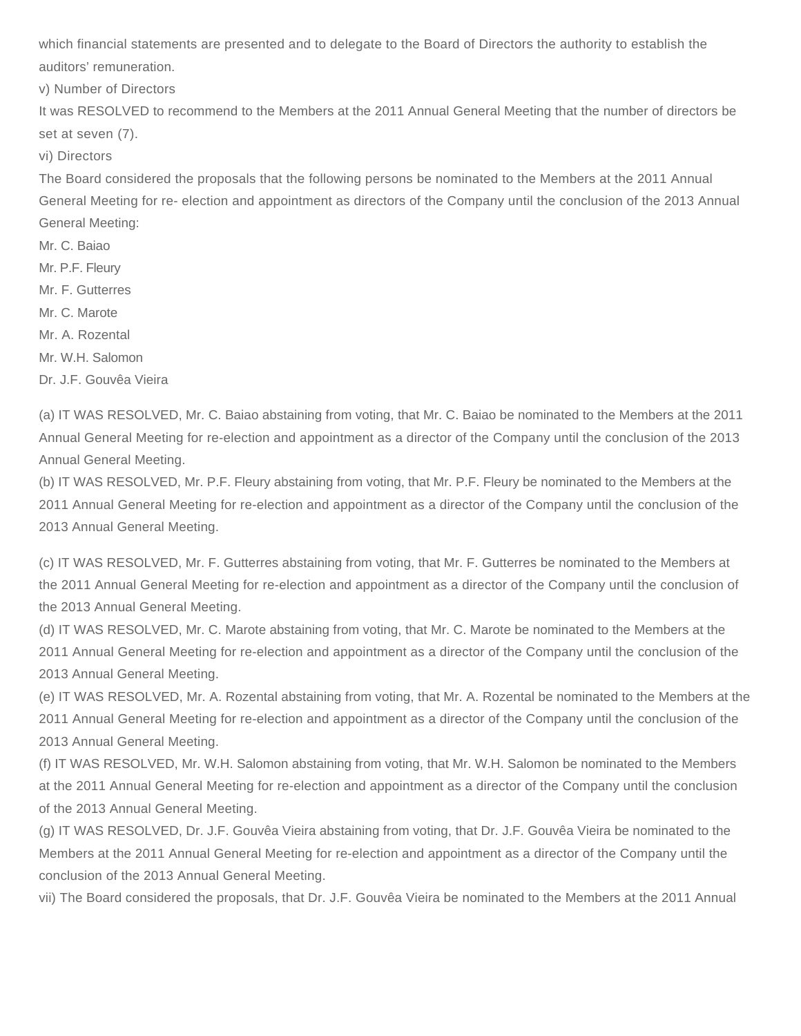which financial statements are presented and to delegate to the Board of Directors the authority to establish the auditors' remuneration.

v) Number of Directors

It was RESOLVED to recommend to the Members at the 2011 Annual General Meeting that the number of directors be set at seven (7).

vi) Directors

The Board considered the proposals that the following persons be nominated to the Members at the 2011 Annual General Meeting for re- election and appointment as directors of the Company until the conclusion of the 2013 Annual General Meeting:

Mr. C. Baiao

Mr. P.F. Fleury

Mr. F. Gutterres

Mr. C. Marote

Mr. A. Rozental

Mr. W.H. Salomon

Dr. J.F. Gouvêa Vieira

(a) IT WAS RESOLVED, Mr. C. Baiao abstaining from voting, that Mr. C. Baiao be nominated to the Members at the 2011 Annual General Meeting for re-election and appointment as a director of the Company until the conclusion of the 2013 Annual General Meeting.

(b) IT WAS RESOLVED, Mr. P.F. Fleury abstaining from voting, that Mr. P.F. Fleury be nominated to the Members at the 2011 Annual General Meeting for re-election and appointment as a director of the Company until the conclusion of the 2013 Annual General Meeting.

(c) IT WAS RESOLVED, Mr. F. Gutterres abstaining from voting, that Mr. F. Gutterres be nominated to the Members at the 2011 Annual General Meeting for re-election and appointment as a director of the Company until the conclusion of the 2013 Annual General Meeting.

(d) IT WAS RESOLVED, Mr. C. Marote abstaining from voting, that Mr. C. Marote be nominated to the Members at the 2011 Annual General Meeting for re-election and appointment as a director of the Company until the conclusion of the 2013 Annual General Meeting.

(e) IT WAS RESOLVED, Mr. A. Rozental abstaining from voting, that Mr. A. Rozental be nominated to the Members at the 2011 Annual General Meeting for re-election and appointment as a director of the Company until the conclusion of the 2013 Annual General Meeting.

(f) IT WAS RESOLVED, Mr. W.H. Salomon abstaining from voting, that Mr. W.H. Salomon be nominated to the Members at the 2011 Annual General Meeting for re-election and appointment as a director of the Company until the conclusion of the 2013 Annual General Meeting.

(g) IT WAS RESOLVED, Dr. J.F. Gouvêa Vieira abstaining from voting, that Dr. J.F. Gouvêa Vieira be nominated to the Members at the 2011 Annual General Meeting for re-election and appointment as a director of the Company until the conclusion of the 2013 Annual General Meeting.

vii) The Board considered the proposals, that Dr. J.F. Gouvêa Vieira be nominated to the Members at the 2011 Annual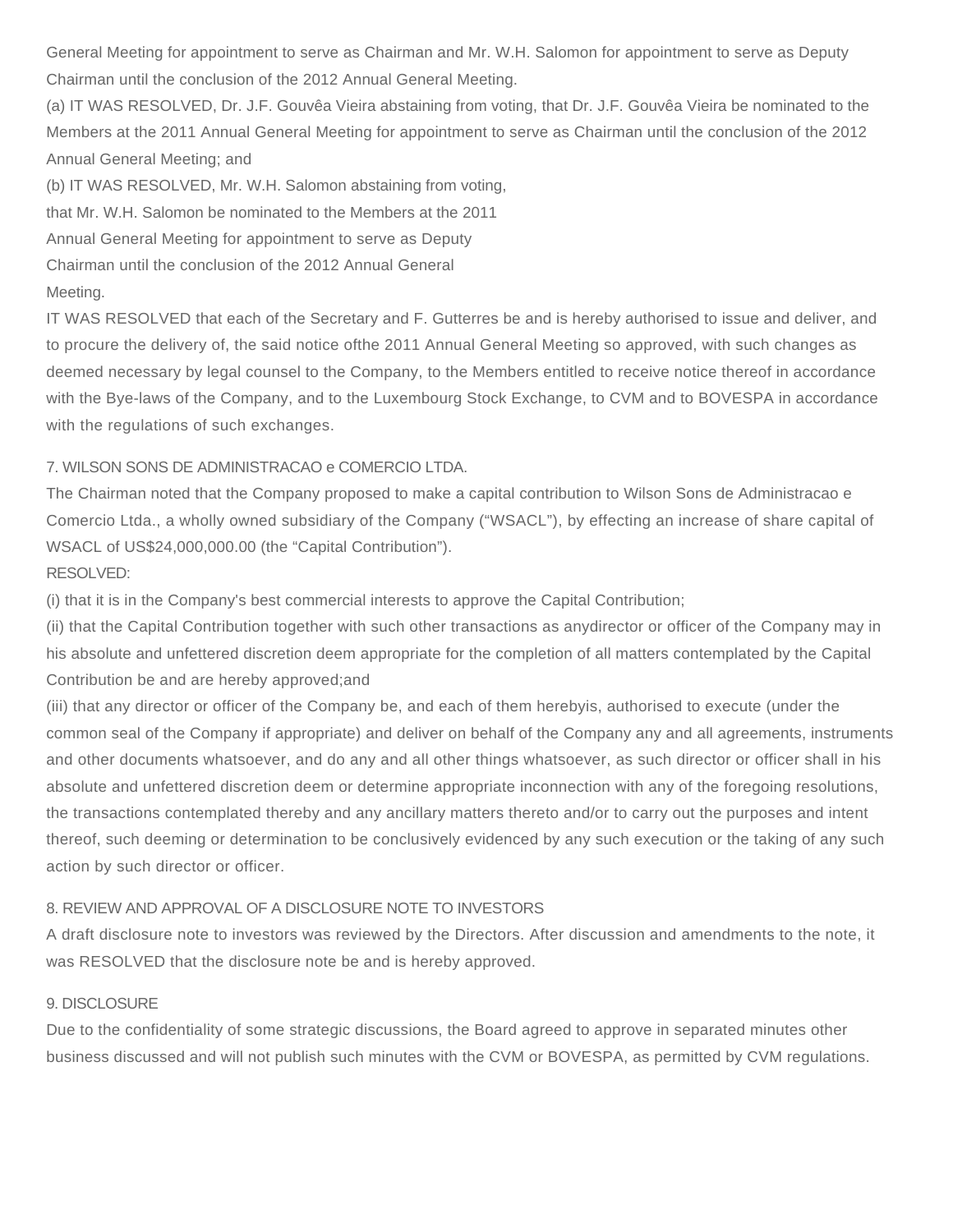General Meeting for appointment to serve as Chairman and Mr. W.H. Salomon for appointment to serve as Deputy Chairman until the conclusion of the 2012 Annual General Meeting.

(a) IT WAS RESOLVED, Dr. J.F. Gouvêa Vieira abstaining from voting, that Dr. J.F. Gouvêa Vieira be nominated to the Members at the 2011 Annual General Meeting for appointment to serve as Chairman until the conclusion of the 2012 Annual General Meeting; and

(b) IT WAS RESOLVED, Mr. W.H. Salomon abstaining from voting, that Mr. W.H. Salomon be nominated to the Members at the 2011 Annual General Meeting for appointment to serve as Deputy Chairman until the conclusion of the 2012 Annual General Meeting.

IT WAS RESOLVED that each of the Secretary and F. Gutterres be and is hereby authorised to issue and deliver, and to procure the delivery of, the said notice ofthe 2011 Annual General Meeting so approved, with such changes as deemed necessary by legal counsel to the Company, to the Members entitled to receive notice thereof in accordance with the Bye-laws of the Company, and to the Luxembourg Stock Exchange, to CVM and to BOVESPA in accordance with the regulations of such exchanges.

7. WILSON SONS DE ADMINISTRACAO e COMERCIO LTDA.

The Chairman noted that the Company proposed to make a capital contribution to Wilson Sons de Administracao e Comercio Ltda., a wholly owned subsidiary of the Company ("WSACL"), by effecting an increase of share capital of WSACL of US$24,000,000.00 (the "Capital Contribution").

RESOLVED:

(i) that it is in the Company's best commercial interests to approve the Capital Contribution;

(ii) that the Capital Contribution together with such other transactions as anydirector or officer of the Company may in his absolute and unfettered discretion deem appropriate for the completion of all matters contemplated by the Capital Contribution be and are hereby approved;and

(iii) that any director or officer of the Company be, and each of them herebyis, authorised to execute (under the common seal of the Company if appropriate) and deliver on behalf of the Company any and all agreements, instruments and other documents whatsoever, and do any and all other things whatsoever, as such director or officer shall in his absolute and unfettered discretion deem or determine appropriate inconnection with any of the foregoing resolutions, the transactions contemplated thereby and any ancillary matters thereto and/or to carry out the purposes and intent thereof, such deeming or determination to be conclusively evidenced by any such execution or the taking of any such action by such director or officer.

8. REVIEW AND APPROVAL OF A DISCLOSURE NOTE TO INVESTORS

A draft disclosure note to investors was reviewed by the Directors. After discussion and amendments to the note, it was RESOLVED that the disclosure note be and is hereby approved.

9. DISCLOSURE

Due to the confidentiality of some strategic discussions, the Board agreed to approve in separated minutes other business discussed and will not publish such minutes with the CVM or BOVESPA, as permitted by CVM regulations.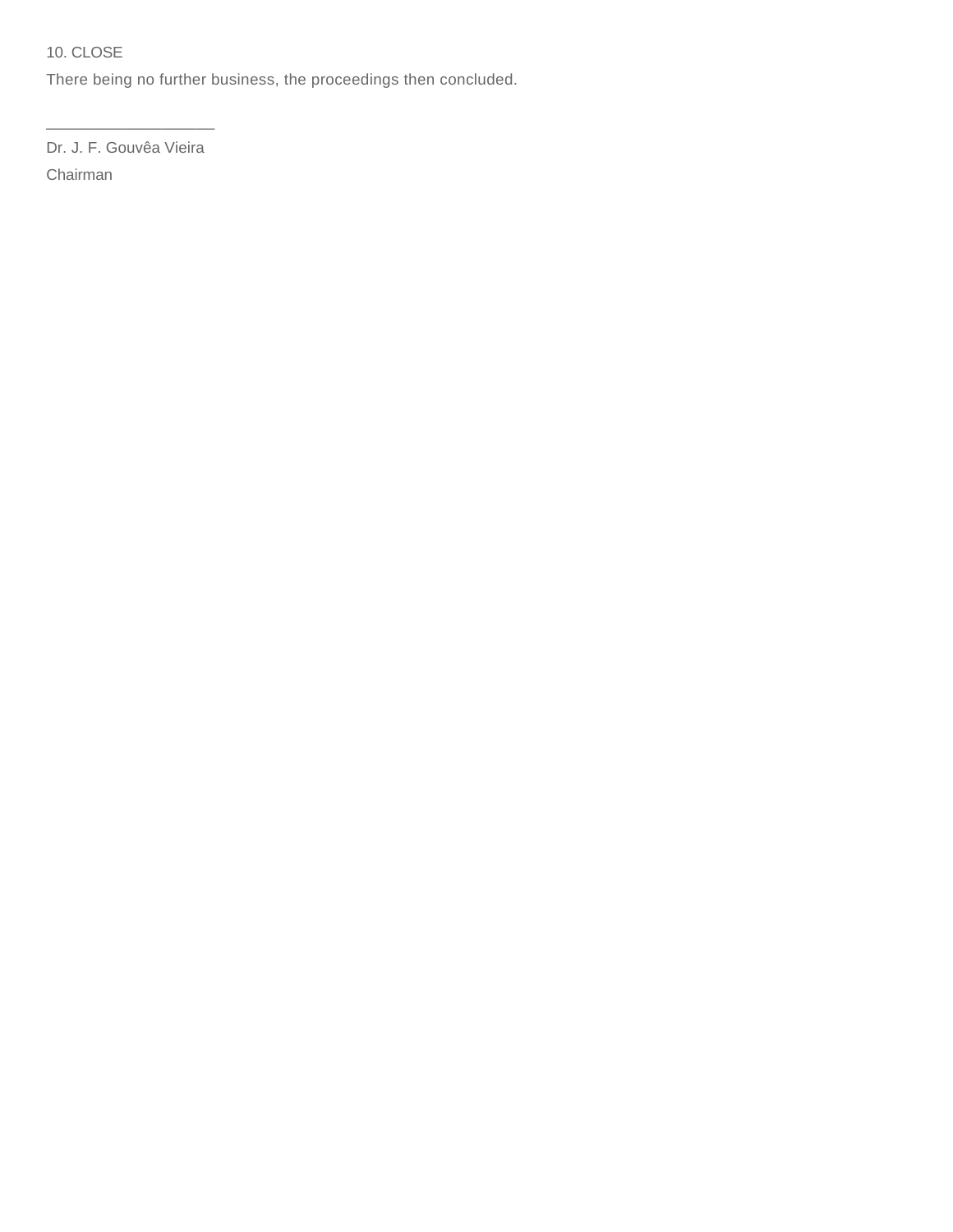10. CLOSE

There being no further business, the proceedings then concluded.

\_\_\_\_\_\_\_\_\_\_\_\_\_\_\_\_\_\_\_\_

Dr. J. F. Gouvêa Vieira

Chairman